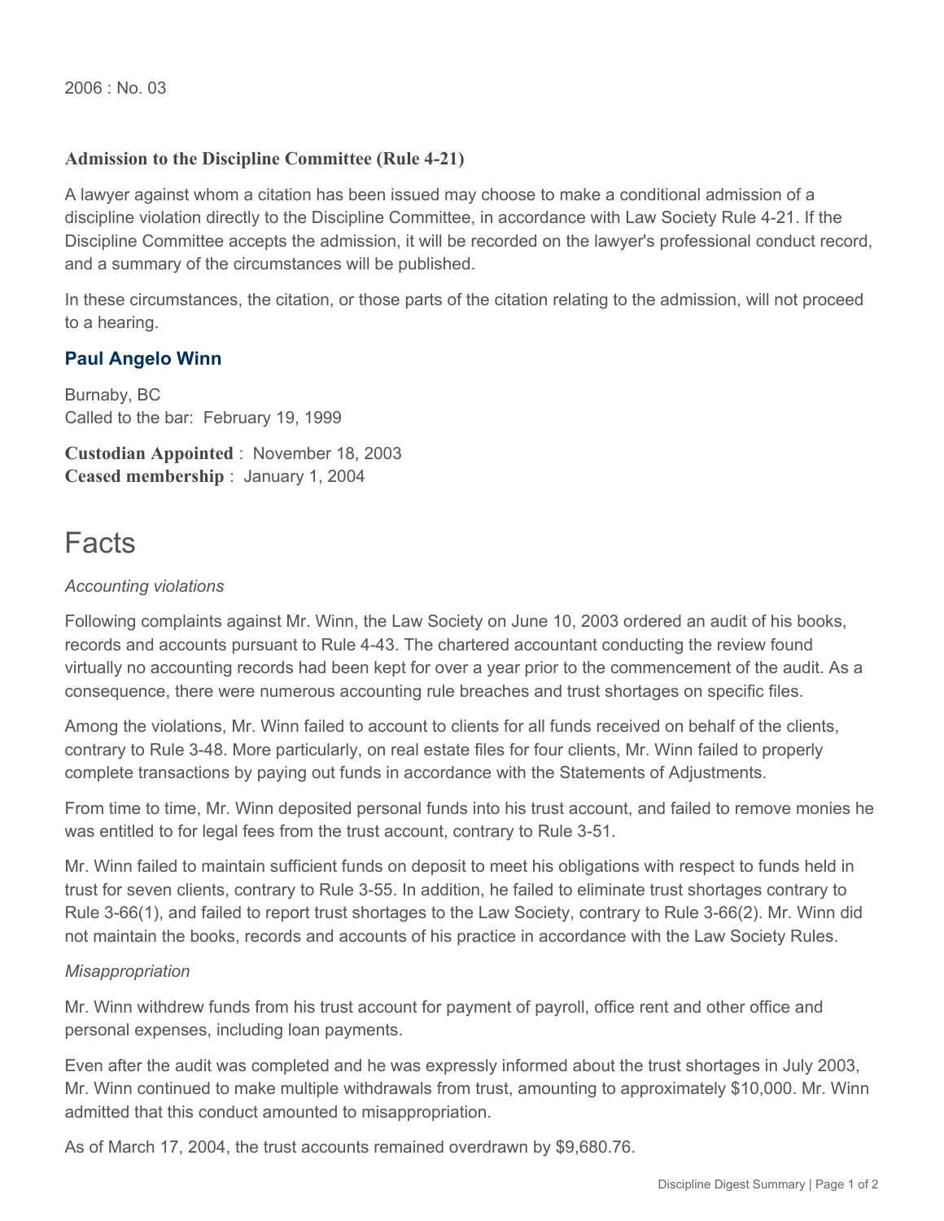2006 : No. 03

### Admission to the Discipline Committee (Rule 4-21)

A lawyer against whom a citation has been issued may choose to make a conditional admission of a discipline violation directly to the Discipline Committee, in accordance with Law Society Rule 4-21. If the Discipline Committee accepts the admission, it will be recorded on the lawyer's professional conduct record, and a summary of the circumstances will be published.

In these circumstances, the citation, or those parts of the citation relating to the admission, will not proceed to a hearing.

### Paul Angelo Winn

Burnaby, BC
Called to the bar: February 19, 1999

**Custodian Appointed** : November 18, 2003
**Ceased membership** : January 1, 2004

# Facts

*Accounting violations*

Following complaints against Mr. Winn, the Law Society on June 10, 2003 ordered an audit of his books, records and accounts pursuant to Rule 4-43. The chartered accountant conducting the review found virtually no accounting records had been kept for over a year prior to the commencement of the audit. As a consequence, there were numerous accounting rule breaches and trust shortages on specific files.

Among the violations, Mr. Winn failed to account to clients for all funds received on behalf of the clients, contrary to Rule 3-48. More particularly, on real estate files for four clients, Mr. Winn failed to properly complete transactions by paying out funds in accordance with the Statements of Adjustments.

From time to time, Mr. Winn deposited personal funds into his trust account, and failed to remove monies he was entitled to for legal fees from the trust account, contrary to Rule 3-51.

Mr. Winn failed to maintain sufficient funds on deposit to meet his obligations with respect to funds held in trust for seven clients, contrary to Rule 3-55. In addition, he failed to eliminate trust shortages contrary to Rule 3-66(1), and failed to report trust shortages to the Law Society, contrary to Rule 3-66(2). Mr. Winn did not maintain the books, records and accounts of his practice in accordance with the Law Society Rules.

*Misappropriation*

Mr. Winn withdrew funds from his trust account for payment of payroll, office rent and other office and personal expenses, including loan payments.

Even after the audit was completed and he was expressly informed about the trust shortages in July 2003, Mr. Winn continued to make multiple withdrawals from trust, amounting to approximately $10,000. Mr. Winn admitted that this conduct amounted to misappropriation.

As of March 17, 2004, the trust accounts remained overdrawn by $9,680.76.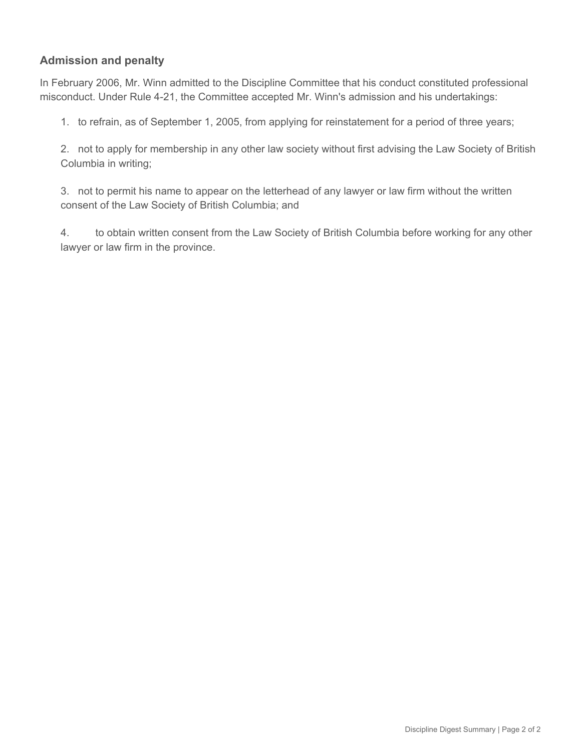## Admission and penalty

In February 2006, Mr. Winn admitted to the Discipline Committee that his conduct constituted professional misconduct. Under Rule 4-21, the Committee accepted Mr. Winn's admission and his undertakings:

1. to refrain, as of September 1, 2005, from applying for reinstatement for a period of three years;
2. not to apply for membership in any other law society without first advising the Law Society of British Columbia in writing;
3. not to permit his name to appear on the letterhead of any lawyer or law firm without the written consent of the Law Society of British Columbia; and
4. to obtain written consent from the Law Society of British Columbia before working for any other lawyer or law firm in the province.